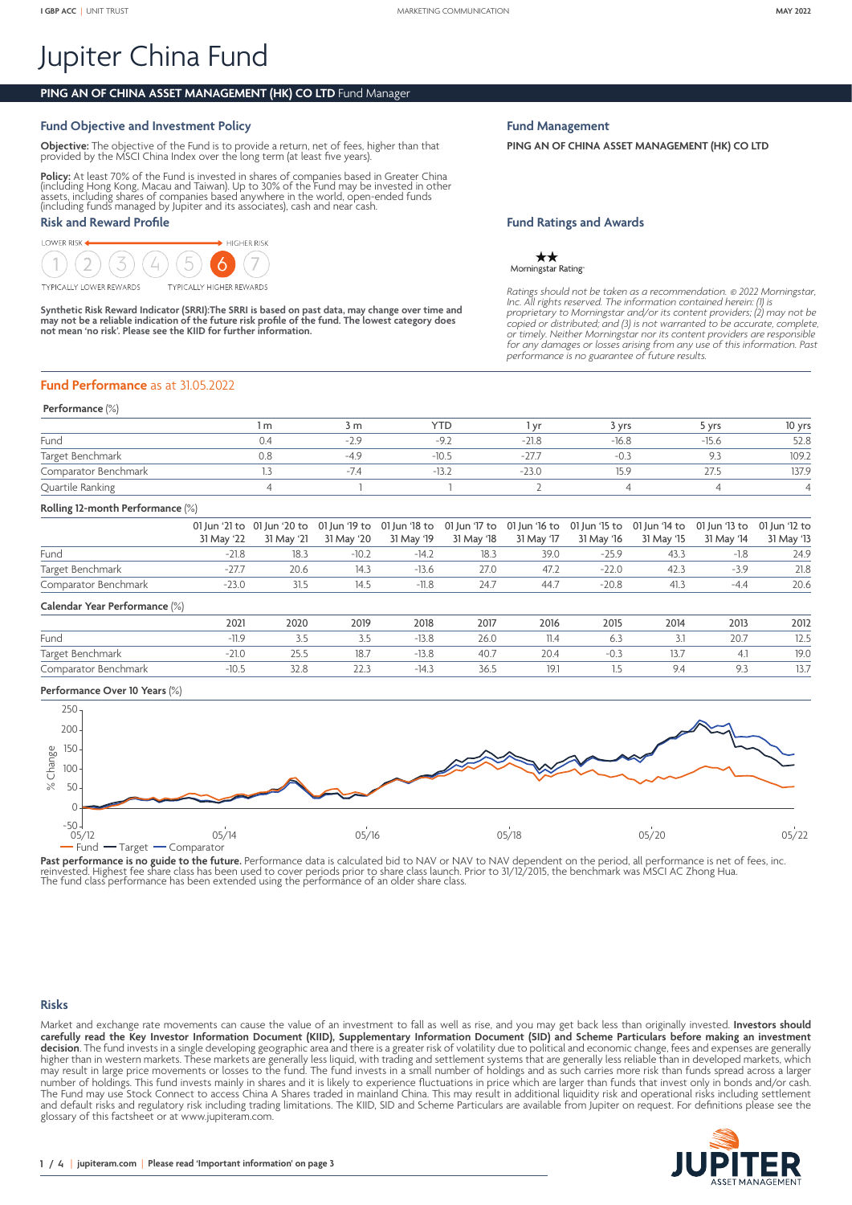I GBP ACC | UNIT TRUST

MARKETING COMMUNICATION

MAY 2022

# Jupiter China Fund

**PING AN OF CHINA ASSET MANAGEMENT (HK) CO LTD** Fund Manager

## Fund Objective and Investment Policy

**Objective:** The objective of the Fund is to provide a return, net of fees, higher than that provided by the MSCI China Index over the long term (at least five years).

**Policy:** At least 70% of the Fund is invested in shares of companies based in Greater China (including Hong Kong, Macau and Taiwan). Up to 30% of the Fund may be invested in other assets, including shares of companies based anywhere in the world, open-ended funds (including funds managed by Jupiter and its associates), cash and near cash.

## Risk and Reward Profile

LOWER RISK ← → HIGHER RISK

1 2 3 4 5 **6** 7

TYPICALLY LOWER REWARDS — TYPICALLY HIGHER REWARDS

**Synthetic Risk Reward Indicator (SRRI):The SRRI is based on past data, may change over time and may not be a reliable indication of the future risk profile of the fund. The lowest category does not mean 'no risk'. Please see the KIID for further information.**

## Fund Management

**PING AN OF CHINA ASSET MANAGEMENT (HK) CO LTD**

## Fund Ratings and Awards

★★
Morningstar Rating™

*Ratings should not be taken as a recommendation. © 2022 Morningstar, Inc. All rights reserved. The information contained herein: (1) is proprietary to Morningstar and/or its content providers; (2) may not be copied or distributed; and (3) is not warranted to be accurate, complete, or timely. Neither Morningstar nor its content providers are responsible for any damages or losses arising from any use of this information. Past performance is no guarantee of future results.*

## Fund Performance as at 31.05.2022

**Performance** (%)

| | 1 m | 3 m | YTD | 1 yr | 3 yrs | 5 yrs | 10 yrs |
|---|---|---|---|---|---|---|---|
| Fund | 0.4 | -2.9 | -9.2 | -21.8 | -16.8 | -15.6 | 52.8 |
| Target Benchmark | 0.8 | -4.9 | -10.5 | -27.7 | -0.3 | 9.3 | 109.2 |
| Comparator Benchmark | 1.3 | -7.4 | -13.2 | -23.0 | 15.9 | 27.5 | 137.9 |
| Quartile Ranking | 4 | 1 | 1 | 2 | 4 | 4 | 4 |

**Rolling 12-month Performance** (%)

| | 01 Jun '21 to 31 May '22 | 01 Jun '20 to 31 May '21 | 01 Jun '19 to 31 May '20 | 01 Jun '18 to 31 May '19 | 01 Jun '17 to 31 May '18 | 01 Jun '16 to 31 May '17 | 01 Jun '15 to 31 May '16 | 01 Jun '14 to 31 May '15 | 01 Jun '13 to 31 May '14 | 01 Jun '12 to 31 May '13 |
|---|---|---|---|---|---|---|---|---|---|---|
| Fund | -21.8 | 18.3 | -10.2 | -14.2 | 18.3 | 39.0 | -25.9 | 43.3 | -1.8 | 24.9 |
| Target Benchmark | -27.7 | 20.6 | 14.3 | -13.6 | 27.0 | 47.2 | -22.0 | 42.3 | -3.9 | 21.8 |
| Comparator Benchmark | -23.0 | 31.5 | 14.5 | -11.8 | 24.7 | 44.7 | -20.8 | 41.3 | -4.4 | 20.6 |

**Calendar Year Performance** (%)

| | 2021 | 2020 | 2019 | 2018 | 2017 | 2016 | 2015 | 2014 | 2013 | 2012 |
|---|---|---|---|---|---|---|---|---|---|---|
| Fund | -11.9 | 3.5 | 3.5 | -13.8 | 26.0 | 11.4 | 6.3 | 3.1 | 20.7 | 12.5 |
| Target Benchmark | -21.0 | 25.5 | 18.7 | -13.8 | 40.7 | 20.4 | -0.3 | 13.7 | 4.1 | 19.0 |
| Comparator Benchmark | -10.5 | 32.8 | 22.3 | -14.3 | 36.5 | 19.1 | 1.5 | 9.4 | 9.3 | 13.7 |

**Performance Over 10 Years** (%)

**Past performance is no guide to the future.** Performance data is calculated bid to NAV or NAV to NAV dependent on the period, all performance is net of fees, inc. reinvested. Highest fee share class has been used to cover periods prior to share class launch. Prior to 31/12/2015, the benchmark was MSCI AC Zhong Hua. The fund class performance has been extended using the performance of an older share class.

## Risks

Market and exchange rate movements can cause the value of an investment to fall as well as rise, and you may get back less than originally invested. **Investors should carefully read the Key Investor Information Document (KIID), Supplementary Information Document (SID) and Scheme Particulars before making an investment decision**. The fund invests in a single developing geographic area and there is a greater risk of volatility due to political and economic change, fees and expenses are generally higher than in western markets. These markets are generally less liquid, with trading and settlement systems that are generally less reliable than in developed markets, which may result in large price movements or losses to the fund. The fund invests in a small number of holdings and as such carries more risk than funds spread across a larger number of holdings. This fund invests mainly in shares and it is likely to experience fluctuations in price which are larger than funds that invest only in bonds and/or cash. The Fund may use Stock Connect to access China A Shares traded in mainland China. This may result in additional liquidity risk and operational risks including settlement and default risks and regulatory risk including trading limitations. The KIID, SID and Scheme Particulars are available from Jupiter on request. For definitions please see the glossary of this factsheet or at www.jupiteram.com.

jupiteram.com | Please read 'Important information' on page 3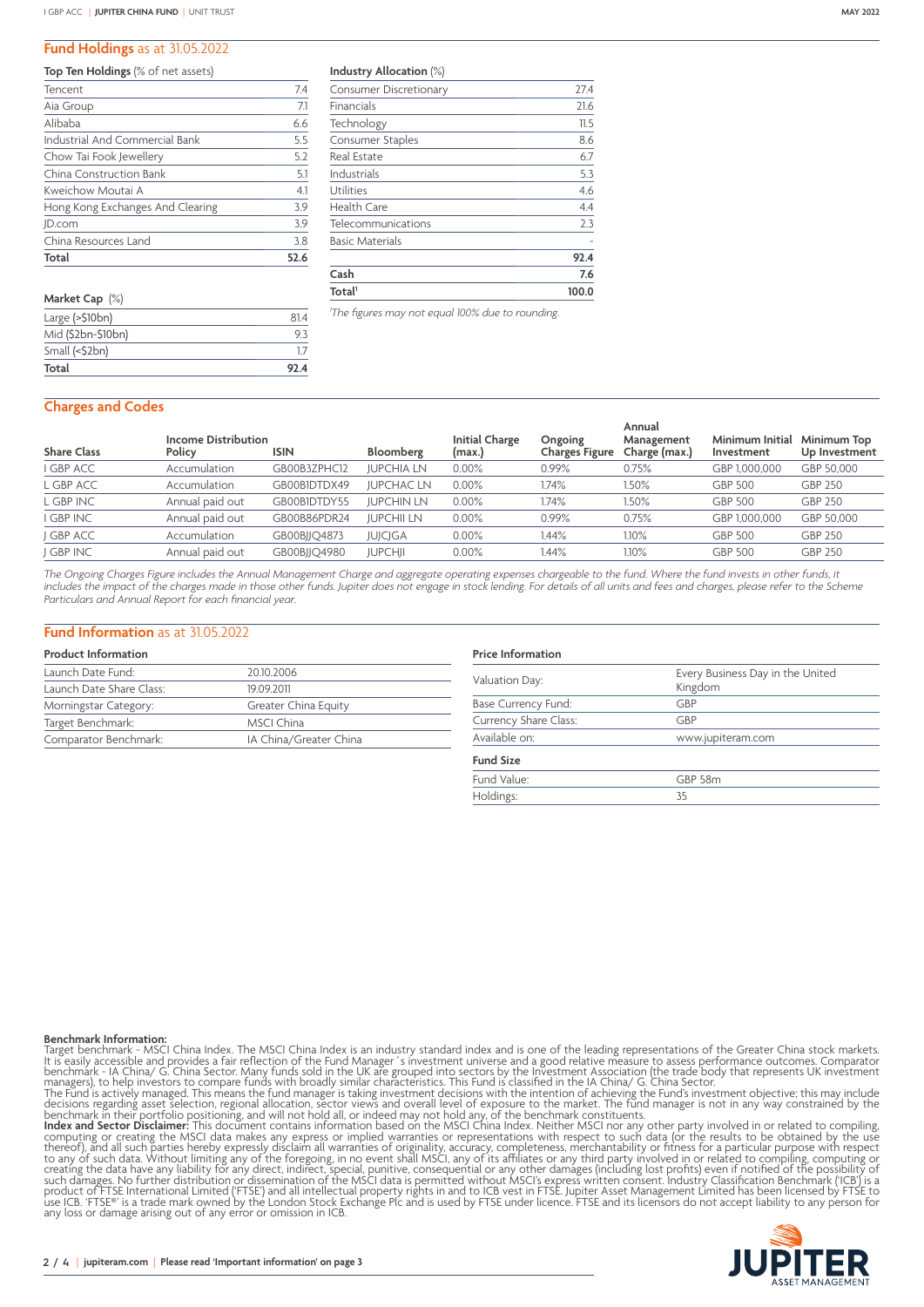## Fund Holdings as at 31.05.2022

**Top Ten Holdings** (% of net assets)

| Holding | % |
|---|---|
| Tencent | 7.4 |
| Aia Group | 7.1 |
| Alibaba | 6.6 |
| Industrial And Commercial Bank | 5.5 |
| Chow Tai Fook Jewellery | 5.2 |
| China Construction Bank | 5.1 |
| Kweichow Moutai A | 4.1 |
| Hong Kong Exchanges And Clearing | 3.9 |
| JD.com | 3.9 |
| China Resources Land | 3.8 |
| **Total** | **52.6** |

**Market Cap** (%)

| Market Cap | % |
|---|---|
| Large (>$10bn) | 81.4 |
| Mid ($2bn-$10bn) | 9.3 |
| Small (<$2bn) | 1.7 |
| **Total** | **92.4** |

**Industry Allocation** (%)

| Industry | % |
|---|---|
| Consumer Discretionary | 27.4 |
| Financials | 21.6 |
| Technology | 11.5 |
| Consumer Staples | 8.6 |
| Real Estate | 6.7 |
| Industrials | 5.3 |
| Utilities | 4.6 |
| Health Care | 4.4 |
| Telecommunications | 2.3 |
| Basic Materials | - |
| | **92.4** |
| **Cash** | **7.6** |
| **Total[1]** | **100.0** |

[1]*The figures may not equal 100% due to rounding.*

## Charges and Codes

| Share Class | Income Distribution Policy | ISIN | Bloomberg | Initial Charge (max.) | Ongoing Charges Figure | Annual Management Charge (max.) | Minimum Initial Investment | Minimum Top Up Investment |
|---|---|---|---|---|---|---|---|---|
| I GBP ACC | Accumulation | GB00B3ZPHC12 | JUPCHIA LN | 0.00% | 0.99% | 0.75% | GBP 1,000,000 | GBP 50,000 |
| L GBP ACC | Accumulation | GB00B1DTDX49 | JUPCHAC LN | 0.00% | 1.74% | 1.50% | GBP 500 | GBP 250 |
| L GBP INC | Annual paid out | GB00B1DTDY55 | JUPCHIN LN | 0.00% | 1.74% | 1.50% | GBP 500 | GBP 250 |
| I GBP INC | Annual paid out | GB00B86PDR24 | JUPCHII LN | 0.00% | 0.99% | 0.75% | GBP 1,000,000 | GBP 50,000 |
| J GBP ACC | Accumulation | GB00BJJQ4873 | JUJCJGA | 0.00% | 1.44% | 1.10% | GBP 500 | GBP 250 |
| J GBP INC | Annual paid out | GB00BJJQ4980 | JUPCHJI | 0.00% | 1.44% | 1.10% | GBP 500 | GBP 250 |

*The Ongoing Charges Figure includes the Annual Management Charge and aggregate operating expenses chargeable to the fund. Where the fund invests in other funds, it includes the impact of the charges made in those other funds. Jupiter does not engage in stock lending. For details of all units and fees and charges, please refer to the Scheme Particulars and Annual Report for each financial year.*

## Fund Information as at 31.05.2022

**Product Information**

| | |
|---|---|
| Launch Date Fund: | 20.10.2006 |
| Launch Date Share Class: | 19.09.2011 |
| Morningstar Category: | Greater China Equity |
| Target Benchmark: | MSCI China |
| Comparator Benchmark: | IA China/Greater China |

**Price Information**

| | |
|---|---|
| Valuation Day: | Every Business Day in the United Kingdom |
| Base Currency Fund: | GBP |
| Currency Share Class: | GBP |
| Available on: | www.jupiteram.com |

**Fund Size**

| | |
|---|---|
| Fund Value: | GBP 58m |
| Holdings: | 35 |

**Benchmark Information:**
Target benchmark - MSCI China Index. The MSCI China Index is an industry standard index and is one of the leading representations of the Greater China stock markets. It is easily accessible and provides a fair reflection of the Fund Manager´s investment universe and a good relative measure to assess performance outcomes. Comparator benchmark - IA China/ G. China Sector. Many funds sold in the UK are grouped into sectors by the Investment Association (the trade body that represents UK investment managers), to help investors to compare funds with broadly similar characteristics. This Fund is classified in the IA China/ G. China Sector.
The Fund is actively managed. This means the fund manager is taking investment decisions with the intention of achieving the Fund's investment objective; this may include decisions regarding asset selection, regional allocation, sector views and overall level of exposure to the market. The fund manager is not in any way constrained by the benchmark in their portfolio positioning, and will not hold all, or indeed may not hold any, of the benchmark constituents.
**Index and Sector Disclaimer:** This document contains information based on the MSCI China Index. Neither MSCI nor any other party involved in or related to compiling, computing or creating the MSCI data makes any express or implied warranties or representations with respect to such data (or the results to be obtained by the use thereof), and all such parties hereby expressly disclaim all warranties of originality, accuracy, completeness, merchantability or fitness for a particular purpose with respect to any of such data. Without limiting any of the foregoing, in no event shall MSCI, any of its affiliates or any third party involved in or related to compiling, computing or creating the data have any liability for any direct, indirect, special, punitive, consequential or any other damages (including lost profits) even if notified of the possibility of such damages. No further distribution or dissemination of the MSCI data is permitted without MSCI's express written consent. Industry Classification Benchmark ('ICB') is a product of FTSE International Limited ('FTSE') and all intellectual property rights in and to ICB vest in FTSE. Jupiter Asset Management Limited has been licensed by FTSE to use ICB. 'FTSE®' is a trade mark owned by the London Stock Exchange Plc and is used by FTSE under licence. FTSE and its licensors do not accept liability to any person for any loss or damage arising out of any error or omission in ICB.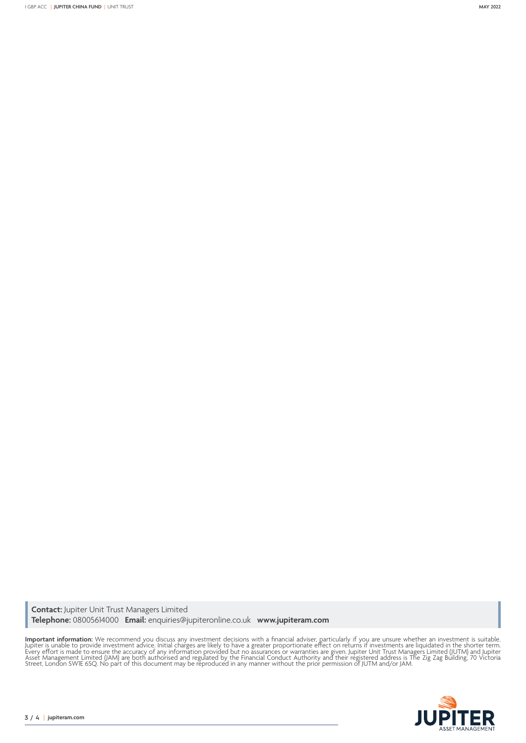**Contact:** Jupiter Unit Trust Managers Limited
**Telephone:** 08005614000 **Email:** enquiries@jupiteronline.co.uk **www.jupiteram.com**

**Important information:** We recommend you discuss any investment decisions with a financial adviser, particularly if you are unsure whether an investment is suitable. Jupiter is unable to provide investment advice. Initial charges are likely to have a greater proportionate effect on returns if investments are liquidated in the shorter term. Every effort is made to ensure the accuracy of any information provided but no assurances or warranties are given. Jupiter Unit Trust Managers Limited (JUTM) and Jupiter Asset Management Limited (JAM) are both authorised and regulated by the Financial Conduct Authority and their registered address is The Zig Zag Building, 70 Victoria Street, London SW1E 6SQ. No part of this document may be reproduced in any manner without the prior permission of JUTM and/or JAM.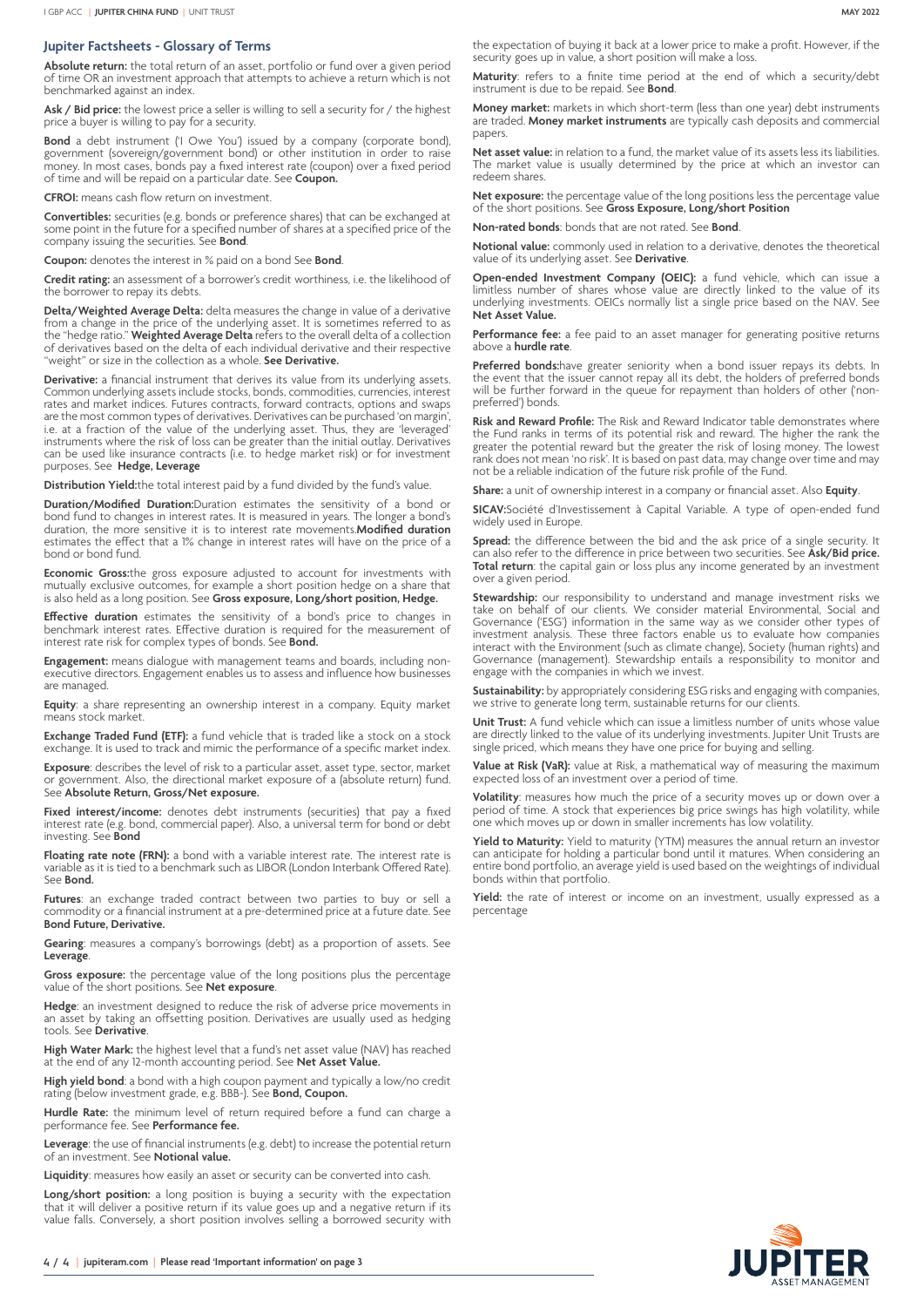## Jupiter Factsheets - Glossary of Terms

**Absolute return:** the total return of an asset, portfolio or fund over a given period of time OR an investment approach that attempts to achieve a return which is not benchmarked against an index.

**Ask / Bid price:** the lowest price a seller is willing to sell a security for / the highest price a buyer is willing to pay for a security.

**Bond** a debt instrument ('I Owe You') issued by a company (corporate bond), government (sovereign/government bond) or other institution in order to raise money. In most cases, bonds pay a fixed interest rate (coupon) over a fixed period of time and will be repaid on a particular date. See **Coupon.**

**CFROI:** means cash flow return on investment.

**Convertibles:** securities (e.g. bonds or preference shares) that can be exchanged at some point in the future for a specified number of shares at a specified price of the company issuing the securities. See **Bond**.

**Coupon:** denotes the interest in % paid on a bond See **Bond**.

**Credit rating:** an assessment of a borrower's credit worthiness, i.e. the likelihood of the borrower to repay its debts.

**Delta/Weighted Average Delta:** delta measures the change in value of a derivative from a change in the price of the underlying asset. It is sometimes referred to as the "hedge ratio." **Weighted Average Delta** refers to the overall delta of a collection of derivatives based on the delta of each individual derivative and their respective "weight" or size in the collection as a whole. **See Derivative.**

**Derivative:** a financial instrument that derives its value from its underlying assets. Common underlying assets include stocks, bonds, commodities, currencies, interest rates and market indices. Futures contracts, forward contracts, options and swaps are the most common types of derivatives. Derivatives can be purchased 'on margin', i.e. at a fraction of the value of the underlying asset. Thus, they are 'leveraged' instruments where the risk of loss can be greater than the initial outlay. Derivatives can be used like insurance contracts (i.e. to hedge market risk) or for investment purposes. See **Hedge, Leverage**

**Distribution Yield:**the total interest paid by a fund divided by the fund's value.

**Duration/Modified Duration:**Duration estimates the sensitivity of a bond or bond fund to changes in interest rates. It is measured in years. The longer a bond's duration, the more sensitive it is to interest rate movements.**Modified duration** estimates the effect that a 1% change in interest rates will have on the price of a bond or bond fund.

**Economic Gross:**the gross exposure adjusted to account for investments with mutually exclusive outcomes, for example a short position hedge on a share that is also held as a long position. See **Gross exposure, Long/short position, Hedge.**

**Effective duration** estimates the sensitivity of a bond's price to changes in benchmark interest rates. Effective duration is required for the measurement of interest rate risk for complex types of bonds. See **Bond.**

**Engagement:** means dialogue with management teams and boards, including non-executive directors. Engagement enables us to assess and influence how businesses are managed.

**Equity**: a share representing an ownership interest in a company. Equity market means stock market.

**Exchange Traded Fund (ETF):** a fund vehicle that is traded like a stock on a stock exchange. It is used to track and mimic the performance of a specific market index.

**Exposure**: describes the level of risk to a particular asset, asset type, sector, market or government. Also, the directional market exposure of a (absolute return) fund. See **Absolute Return, Gross/Net exposure.**

**Fixed interest/income:** denotes debt instruments (securities) that pay a fixed interest rate (e.g. bond, commercial paper). Also, a universal term for bond or debt investing. See **Bond**

**Floating rate note (FRN):** a bond with a variable interest rate. The interest rate is variable as it is tied to a benchmark such as LIBOR (London Interbank Offered Rate). See **Bond.**

**Futures**: an exchange traded contract between two parties to buy or sell a commodity or a financial instrument at a pre-determined price at a future date. See **Bond Future, Derivative.**

**Gearing**: measures a company's borrowings (debt) as a proportion of assets. See **Leverage**.

**Gross exposure:** the percentage value of the long positions plus the percentage value of the short positions. See **Net exposure**.

**Hedge**: an investment designed to reduce the risk of adverse price movements in an asset by taking an offsetting position. Derivatives are usually used as hedging tools. See **Derivative**.

**High Water Mark:** the highest level that a fund's net asset value (NAV) has reached at the end of any 12-month accounting period. See **Net Asset Value.**

**High yield bond**: a bond with a high coupon payment and typically a low/no credit rating (below investment grade, e.g. BBB-). See **Bond, Coupon.**

**Hurdle Rate:** the minimum level of return required before a fund can charge a performance fee. See **Performance fee.**

**Leverage**: the use of financial instruments (e.g. debt) to increase the potential return of an investment. See **Notional value.**

**Liquidity**: measures how easily an asset or security can be converted into cash.

**Long/short position:** a long position is buying a security with the expectation that it will deliver a positive return if its value goes up and a negative return if its value falls. Conversely, a short position involves selling a borrowed security with the expectation of buying it back at a lower price to make a profit. However, if the security goes up in value, a short position will make a loss.

**Maturity**: refers to a finite time period at the end of which a security/debt instrument is due to be repaid. See **Bond**.

**Money market:** markets in which short-term (less than one year) debt instruments are traded. **Money market instruments** are typically cash deposits and commercial papers.

**Net asset value:** in relation to a fund, the market value of its assets less its liabilities. The market value is usually determined by the price at which an investor can redeem shares.

**Net exposure:** the percentage value of the long positions less the percentage value of the short positions. See **Gross Exposure, Long/short Position**

**Non-rated bonds**: bonds that are not rated. See **Bond**.

**Notional value:** commonly used in relation to a derivative, denotes the theoretical value of its underlying asset. See **Derivative**.

**Open-ended Investment Company (OEIC):** a fund vehicle, which can issue a limitless number of shares whose value are directly linked to the value of its underlying investments. OEICs normally list a single price based on the NAV. See **Net Asset Value.**

**Performance fee:** a fee paid to an asset manager for generating positive returns above a **hurdle rate**.

**Preferred bonds:**have greater seniority when a bond issuer repays its debts. In the event that the issuer cannot repay all its debt, the holders of preferred bonds will be further forward in the queue for repayment than holders of other ('non-preferred') bonds.

**Risk and Reward Profile:** The Risk and Reward Indicator table demonstrates where the Fund ranks in terms of its potential risk and reward. The higher the rank the greater the potential reward but the greater the risk of losing money. The lowest rank does not mean 'no risk'. It is based on past data, may change over time and may not be a reliable indication of the future risk profile of the Fund.

**Share:** a unit of ownership interest in a company or financial asset. Also **Equity**.

**SICAV:**Société d'Investissement à Capital Variable. A type of open-ended fund widely used in Europe.

**Spread:** the difference between the bid and the ask price of a single security. It can also refer to the difference in price between two securities. See **Ask/Bid price.**
**Total return**: the capital gain or loss plus any income generated by an investment over a given period.

**Stewardship:** our responsibility to understand and manage investment risks we take on behalf of our clients. We consider material Environmental, Social and Governance ('ESG') information in the same way as we consider other types of investment analysis. These three factors enable us to evaluate how companies interact with the Environment (such as climate change), Society (human rights) and Governance (management). Stewardship entails a responsibility to monitor and engage with the companies in which we invest.

**Sustainability:** by appropriately considering ESG risks and engaging with companies, we strive to generate long term, sustainable returns for our clients.

**Unit Trust:** A fund vehicle which can issue a limitless number of units whose value are directly linked to the value of its underlying investments. Jupiter Unit Trusts are single priced, which means they have one price for buying and selling.

**Value at Risk (VaR):** value at Risk, a mathematical way of measuring the maximum expected loss of an investment over a period of time.

**Volatility**: measures how much the price of a security moves up or down over a period of time. A stock that experiences big price swings has high volatility, while one which moves up or down in smaller increments has low volatility.

**Yield to Maturity:** Yield to maturity (YTM) measures the annual return an investor can anticipate for holding a particular bond until it matures. When considering an entire bond portfolio, an average yield is used based on the weightings of individual bonds within that portfolio.

**Yield:** the rate of interest or income on an investment, usually expressed as a percentage